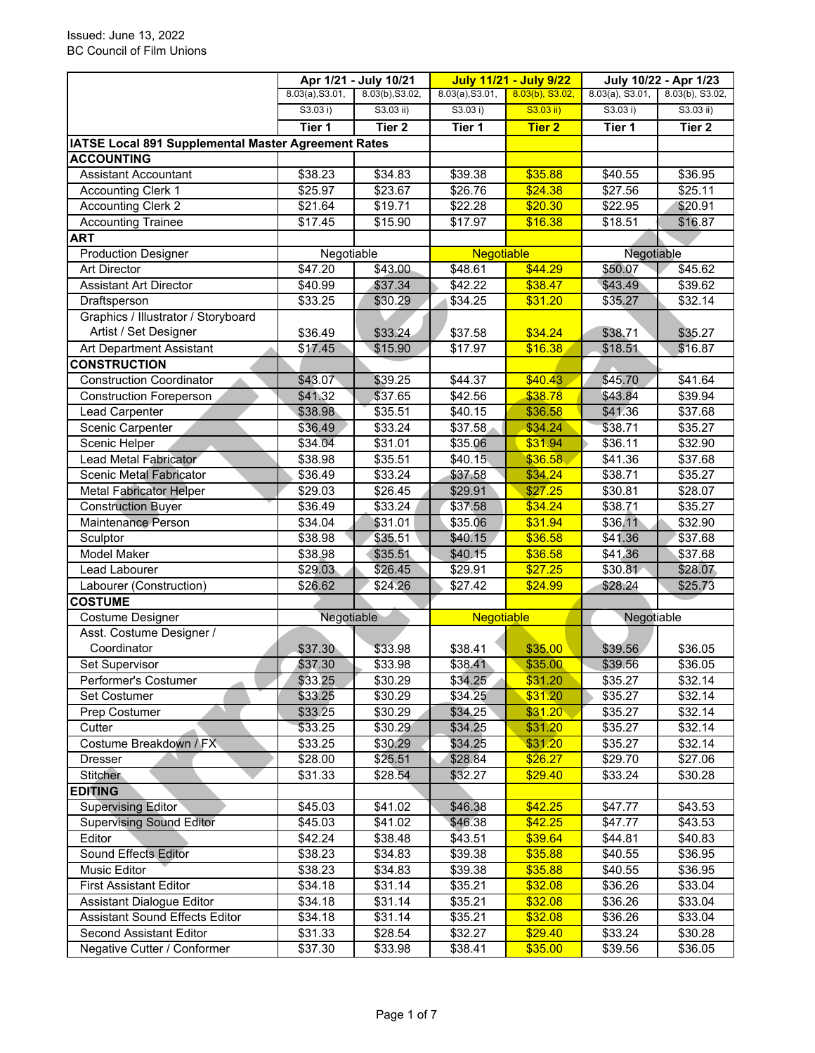Issued: June 13, 2022
BC Council of Film Unions

| | Apr 1/21 - July 10/21 | | July 11/21 - July 9/22 | | July 10/22 - Apr 1/23 | |
|---|---|---|---|---|---|---|
| | 8.03(a),S3.01, S3.03 i) | 8.03(b),S3.02, S3.03 ii) | 8.03(a),S3.01, S3.03 i) | 8.03(b), S3.02, S3.03 ii) | 8.03(a), S3.01, S3.03 i) | 8.03(b), S3.02, S3.03 ii) |
| | **Tier 1** | **Tier 2** | **Tier 1** | **Tier 2** | **Tier 1** | **Tier 2** |
| **IATSE Local 891 Supplemental Master Agreement Rates** | | | | | | |
| **ACCOUNTING** | | | | | | |
| Assistant Accountant | $38.23 | $34.83 | $39.38 | $35.88 | $40.55 | $36.95 |
| Accounting Clerk 1 | $25.97 | $23.67 | $26.76 | $24.38 | $27.56 | $25.11 |
| Accounting Clerk 2 | $21.64 | $19.71 | $22.28 | $20.30 | $22.95 | $20.91 |
| Accounting Trainee | $17.45 | $15.90 | $17.97 | $16.38 | $18.51 | $16.87 |
| **ART** | | | | | | |
| Production Designer | Negotiable | | Negotiable | | Negotiable | |
| Art Director | $47.20 | $43.00 | $48.61 | $44.29 | $50.07 | $45.62 |
| Assistant Art Director | $40.99 | $37.34 | $42.22 | $38.47 | $43.49 | $39.62 |
| Draftsperson | $33.25 | $30.29 | $34.25 | $31.20 | $35.27 | $32.14 |
| Graphics / Illustrator / Storyboard Artist / Set Designer | $36.49 | $33.24 | $37.58 | $34.24 | $38.71 | $35.27 |
| Art Department Assistant | $17.45 | $15.90 | $17.97 | $16.38 | $18.51 | $16.87 |
| **CONSTRUCTION** | | | | | | |
| Construction Coordinator | $43.07 | $39.25 | $44.37 | $40.43 | $45.70 | $41.64 |
| Construction Foreperson | $41.32 | $37.65 | $42.56 | $38.78 | $43.84 | $39.94 |
| Lead Carpenter | $38.98 | $35.51 | $40.15 | $36.58 | $41.36 | $37.68 |
| Scenic Carpenter | $36.49 | $33.24 | $37.58 | $34.24 | $38.71 | $35.27 |
| Scenic Helper | $34.04 | $31.01 | $35.06 | $31.94 | $36.11 | $32.90 |
| Lead Metal Fabricator | $38.98 | $35.51 | $40.15 | $36.58 | $41.36 | $37.68 |
| Scenic Metal Fabricator | $36.49 | $33.24 | $37.58 | $34.24 | $38.71 | $35.27 |
| Metal Fabricator Helper | $29.03 | $26.45 | $29.91 | $27.25 | $30.81 | $28.07 |
| Construction Buyer | $36.49 | $33.24 | $37.58 | $34.24 | $38.71 | $35.27 |
| Maintenance Person | $34.04 | $31.01 | $35.06 | $31.94 | $36.11 | $32.90 |
| Sculptor | $38.98 | $35.51 | $40.15 | $36.58 | $41.36 | $37.68 |
| Model Maker | $38.98 | $35.51 | $40.15 | $36.58 | $41.36 | $37.68 |
| Lead Labourer | $29.03 | $26.45 | $29.91 | $27.25 | $30.81 | $28.07 |
| Labourer (Construction) | $26.62 | $24.26 | $27.42 | $24.99 | $28.24 | $25.73 |
| **COSTUME** | | | | | | |
| Costume Designer | Negotiable | | Negotiable | | Negotiable | |
| Asst. Costume Designer / Coordinator | $37.30 | $33.98 | $38.41 | $35.00 | $39.56 | $36.05 |
| Set Supervisor | $37.30 | $33.98 | $38.41 | $35.00 | $39.56 | $36.05 |
| Performer's Costumer | $33.25 | $30.29 | $34.25 | $31.20 | $35.27 | $32.14 |
| Set Costumer | $33.25 | $30.29 | $34.25 | $31.20 | $35.27 | $32.14 |
| Prep Costumer | $33.25 | $30.29 | $34.25 | $31.20 | $35.27 | $32.14 |
| Cutter | $33.25 | $30.29 | $34.25 | $31.20 | $35.27 | $32.14 |
| Costume Breakdown / FX | $33.25 | $30.29 | $34.25 | $31.20 | $35.27 | $32.14 |
| Dresser | $28.00 | $25.51 | $28.84 | $26.27 | $29.70 | $27.06 |
| Stitcher | $31.33 | $28.54 | $32.27 | $29.40 | $33.24 | $30.28 |
| **EDITING** | | | | | | |
| Supervising Editor | $45.03 | $41.02 | $46.38 | $42.25 | $47.77 | $43.53 |
| Supervising Sound Editor | $45.03 | $41.02 | $46.38 | $42.25 | $47.77 | $43.53 |
| Editor | $42.24 | $38.48 | $43.51 | $39.64 | $44.81 | $40.83 |
| Sound Effects Editor | $38.23 | $34.83 | $39.38 | $35.88 | $40.55 | $36.95 |
| Music Editor | $38.23 | $34.83 | $39.38 | $35.88 | $40.55 | $36.95 |
| First Assistant Editor | $34.18 | $31.14 | $35.21 | $32.08 | $36.26 | $33.04 |
| Assistant Dialogue Editor | $34.18 | $31.14 | $35.21 | $32.08 | $36.26 | $33.04 |
| Assistant Sound Effects Editor | $34.18 | $31.14 | $35.21 | $32.08 | $36.26 | $33.04 |
| Second Assistant Editor | $31.33 | $28.54 | $32.27 | $29.40 | $33.24 | $30.28 |
| Negative Cutter / Conformer | $37.30 | $33.98 | $38.41 | $35.00 | $39.56 | $36.05 |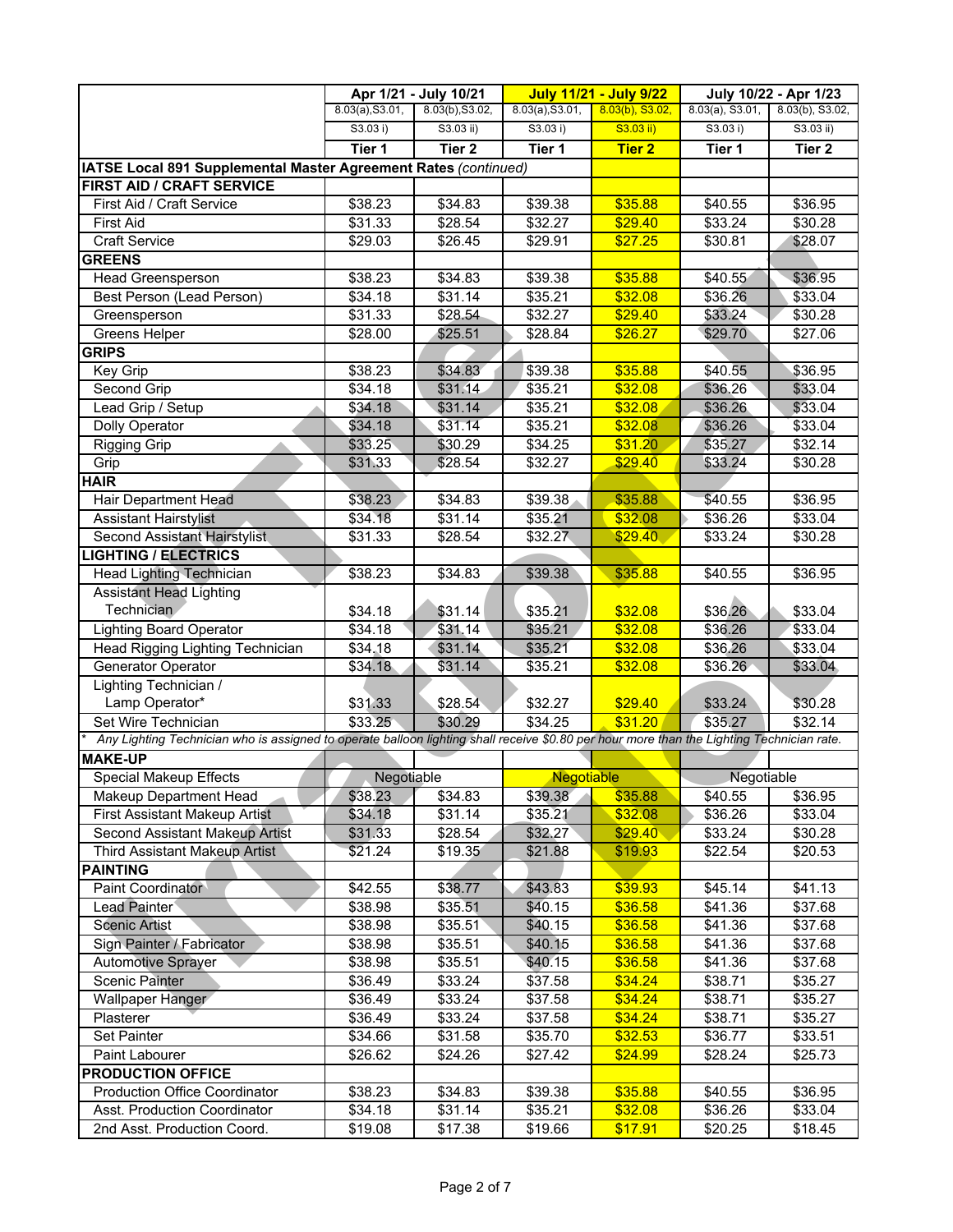| | Apr 1/21 - July 10/21 | | July 11/21 - July 9/22 | | July 10/22 - Apr 1/23 | |
|---|---|---|---|---|---|---|
| | 8.03(a),S3.01, S3.03 i) | 8.03(b),S3.02, S3.03 ii) | 8.03(a),S3.01, S3.03 i) | 8.03(b), S3.02, S3.03 ii) | 8.03(a), S3.01, S3.03 i) | 8.03(b), S3.02, S3.03 ii) |
| | Tier 1 | Tier 2 | Tier 1 | Tier 2 | Tier 1 | Tier 2 |
| **IATSE Local 891 Supplemental Master Agreement Rates** *(continued)* | | | | | | |
| **FIRST AID / CRAFT SERVICE** | | | | | | |
| First Aid / Craft Service | $38.23 | $34.83 | $39.38 | $35.88 | $40.55 | $36.95 |
| First Aid | $31.33 | $28.54 | $32.27 | $29.40 | $33.24 | $30.28 |
| Craft Service | $29.03 | $26.45 | $29.91 | $27.25 | $30.81 | $28.07 |
| **GREENS** | | | | | | |
| Head Greensperson | $38.23 | $34.83 | $39.38 | $35.88 | $40.55 | $36.95 |
| Best Person (Lead Person) | $34.18 | $31.14 | $35.21 | $32.08 | $36.26 | $33.04 |
| Greensperson | $31.33 | $28.54 | $32.27 | $29.40 | $33.24 | $30.28 |
| Greens Helper | $28.00 | $25.51 | $28.84 | $26.27 | $29.70 | $27.06 |
| **GRIPS** | | | | | | |
| Key Grip | $38.23 | $34.83 | $39.38 | $35.88 | $40.55 | $36.95 |
| Second Grip | $34.18 | $31.14 | $35.21 | $32.08 | $36.26 | $33.04 |
| Lead Grip / Setup | $34.18 | $31.14 | $35.21 | $32.08 | $36.26 | $33.04 |
| Dolly Operator | $34.18 | $31.14 | $35.21 | $32.08 | $36.26 | $33.04 |
| Rigging Grip | $33.25 | $30.29 | $34.25 | $31.20 | $35.27 | $32.14 |
| Grip | $31.33 | $28.54 | $32.27 | $29.40 | $33.24 | $30.28 |
| **HAIR** | | | | | | |
| Hair Department Head | $38.23 | $34.83 | $39.38 | $35.88 | $40.55 | $36.95 |
| Assistant Hairstylist | $34.18 | $31.14 | $35.21 | $32.08 | $36.26 | $33.04 |
| Second Assistant Hairstylist | $31.33 | $28.54 | $32.27 | $29.40 | $33.24 | $30.28 |
| **LIGHTING / ELECTRICS** | | | | | | |
| Head Lighting Technician | $38.23 | $34.83 | $39.38 | $35.88 | $40.55 | $36.95 |
| Assistant Head Lighting Technician | $34.18 | $31.14 | $35.21 | $32.08 | $36.26 | $33.04 |
| Lighting Board Operator | $34.18 | $31.14 | $35.21 | $32.08 | $36.26 | $33.04 |
| Head Rigging Lighting Technician | $34.18 | $31.14 | $35.21 | $32.08 | $36.26 | $33.04 |
| Generator Operator | $34.18 | $31.14 | $35.21 | $32.08 | $36.26 | $33.04 |
| Lighting Technician / Lamp Operator* | $31.33 | $28.54 | $32.27 | $29.40 | $33.24 | $30.28 |
| Set Wire Technician | $33.25 | $30.29 | $34.25 | $31.20 | $35.27 | $32.14 |
| *\* Any Lighting Technician who is assigned to operate balloon lighting shall receive $0.80 per hour more than the Lighting Technician rate.* | | | | | | |
| **MAKE-UP** | | | | | | |
| Special Makeup Effects | Negotiable | | Negotiable | | Negotiable | |
| Makeup Department Head | $38.23 | $34.83 | $39.38 | $35.88 | $40.55 | $36.95 |
| First Assistant Makeup Artist | $34.18 | $31.14 | $35.21 | $32.08 | $36.26 | $33.04 |
| Second Assistant Makeup Artist | $31.33 | $28.54 | $32.27 | $29.40 | $33.24 | $30.28 |
| Third Assistant Makeup Artist | $21.24 | $19.35 | $21.88 | $19.93 | $22.54 | $20.53 |
| **PAINTING** | | | | | | |
| Paint Coordinator | $42.55 | $38.77 | $43.83 | $39.93 | $45.14 | $41.13 |
| Lead Painter | $38.98 | $35.51 | $40.15 | $36.58 | $41.36 | $37.68 |
| Scenic Artist | $38.98 | $35.51 | $40.15 | $36.58 | $41.36 | $37.68 |
| Sign Painter / Fabricator | $38.98 | $35.51 | $40.15 | $36.58 | $41.36 | $37.68 |
| Automotive Sprayer | $38.98 | $35.51 | $40.15 | $36.58 | $41.36 | $37.68 |
| Scenic Painter | $36.49 | $33.24 | $37.58 | $34.24 | $38.71 | $35.27 |
| Wallpaper Hanger | $36.49 | $33.24 | $37.58 | $34.24 | $38.71 | $35.27 |
| Plasterer | $36.49 | $33.24 | $37.58 | $34.24 | $38.71 | $35.27 |
| Set Painter | $34.66 | $31.58 | $35.70 | $32.53 | $36.77 | $33.51 |
| Paint Labourer | $26.62 | $24.26 | $27.42 | $24.99 | $28.24 | $25.73 |
| **PRODUCTION OFFICE** | | | | | | |
| Production Office Coordinator | $38.23 | $34.83 | $39.38 | $35.88 | $40.55 | $36.95 |
| Asst. Production Coordinator | $34.18 | $31.14 | $35.21 | $32.08 | $36.26 | $33.04 |
| 2nd Asst. Production Coord. | $19.08 | $17.38 | $19.66 | $17.91 | $20.25 | $18.45 |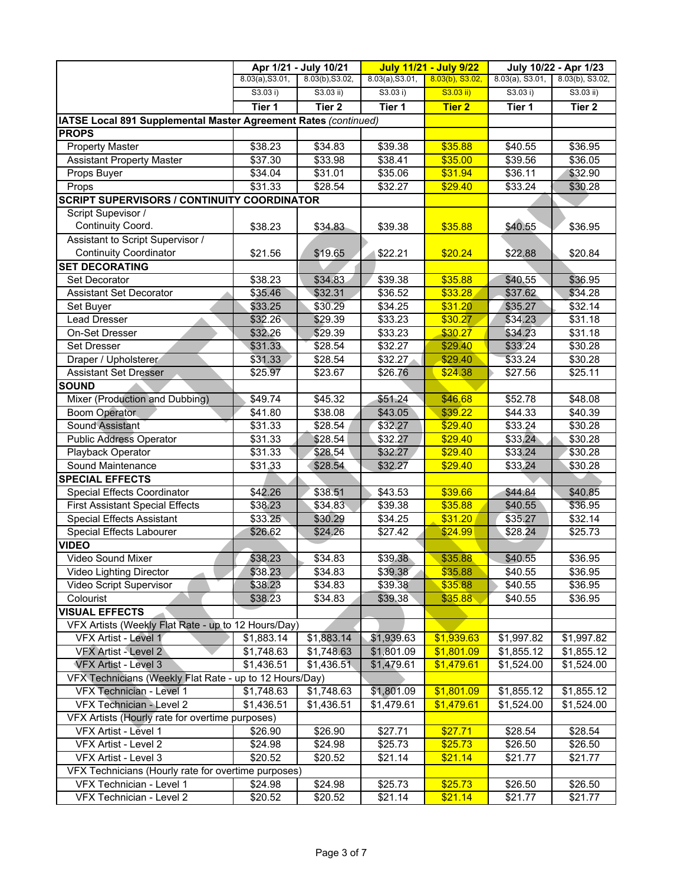| | Apr 1/21 - July 10/21 | | July 11/21 - July 9/22 | | July 10/22 - Apr 1/23 | |
|---|---|---|---|---|---|---|
| | 8.03(a),S3.01, S3.03 i) | 8.03(b),S3.02, S3.03 ii) | 8.03(a),S3.01, S3.03 i) | 8.03(b), S3.02, S3.03 ii) | 8.03(a), S3.01, S3.03 i) | 8.03(b), S3.02, S3.03 ii) |
| | **Tier 1** | **Tier 2** | **Tier 1** | **Tier 2** | **Tier 1** | **Tier 2** |
| **IATSE Local 891 Supplemental Master Agreement Rates** *(continued)* | | | | | | |
| **PROPS** | | | | | | |
| Property Master | $38.23 | $34.83 | $39.38 | $35.88 | $40.55 | $36.95 |
| Assistant Property Master | $37.30 | $33.98 | $38.41 | $35.00 | $39.56 | $36.05 |
| Props Buyer | $34.04 | $31.01 | $35.06 | $31.94 | $36.11 | $32.90 |
| Props | $31.33 | $28.54 | $32.27 | $29.40 | $33.24 | $30.28 |
| **SCRIPT SUPERVISORS / CONTINUITY COORDINATOR** | | | | | | |
| Script Supevisor / Continuity Coord. | $38.23 | $34.83 | $39.38 | $35.88 | $40.55 | $36.95 |
| Assistant to Script Supervisor / Continuity Coordinator | $21.56 | $19.65 | $22.21 | $20.24 | $22.88 | $20.84 |
| **SET DECORATING** | | | | | | |
| Set Decorator | $38.23 | $34.83 | $39.38 | $35.88 | $40.55 | $36.95 |
| Assistant Set Decorator | $35.46 | $32.31 | $36.52 | $33.28 | $37.62 | $34.28 |
| Set Buyer | $33.25 | $30.29 | $34.25 | $31.20 | $35.27 | $32.14 |
| Lead Dresser | $32.26 | $29.39 | $33.23 | $30.27 | $34.23 | $31.18 |
| On-Set Dresser | $32.26 | $29.39 | $33.23 | $30.27 | $34.23 | $31.18 |
| Set Dresser | $31.33 | $28.54 | $32.27 | $29.40 | $33.24 | $30.28 |
| Draper / Upholsterer | $31.33 | $28.54 | $32.27 | $29.40 | $33.24 | $30.28 |
| Assistant Set Dresser | $25.97 | $23.67 | $26.76 | $24.38 | $27.56 | $25.11 |
| **SOUND** | | | | | | |
| Mixer (Production and Dubbing) | $49.74 | $45.32 | $51.24 | $46.68 | $52.78 | $48.08 |
| Boom Operator | $41.80 | $38.08 | $43.05 | $39.22 | $44.33 | $40.39 |
| Sound Assistant | $31.33 | $28.54 | $32.27 | $29.40 | $33.24 | $30.28 |
| Public Address Operator | $31.33 | $28.54 | $32.27 | $29.40 | $33.24 | $30.28 |
| Playback Operator | $31.33 | $28.54 | $32.27 | $29.40 | $33.24 | $30.28 |
| Sound Maintenance | $31.33 | $28.54 | $32.27 | $29.40 | $33.24 | $30.28 |
| **SPECIAL EFFECTS** | | | | | | |
| Special Effects Coordinator | $42.26 | $38.51 | $43.53 | $39.66 | $44.84 | $40.85 |
| First Assistant Special Effects | $38.23 | $34.83 | $39.38 | $35.88 | $40.55 | $36.95 |
| Special Effects Assistant | $33.25 | $30.29 | $34.25 | $31.20 | $35.27 | $32.14 |
| Special Effects Labourer | $26.62 | $24.26 | $27.42 | $24.99 | $28.24 | $25.73 |
| **VIDEO** | | | | | | |
| Video Sound Mixer | $38.23 | $34.83 | $39.38 | $35.88 | $40.55 | $36.95 |
| Video Lighting Director | $38.23 | $34.83 | $39.38 | $35.88 | $40.55 | $36.95 |
| Video Script Supervisor | $38.23 | $34.83 | $39.38 | $35.88 | $40.55 | $36.95 |
| Colourist | $38.23 | $34.83 | $39.38 | $35.88 | $40.55 | $36.95 |
| **VISUAL EFFECTS** | | | | | | |
| VFX Artists (Weekly Flat Rate - up to 12 Hours/Day) | | | | | | |
| VFX Artist - Level 1 | $1,883.14 | $1,883.14 | $1,939.63 | $1,939.63 | $1,997.82 | $1,997.82 |
| VFX Artist - Level 2 | $1,748.63 | $1,748.63 | $1,801.09 | $1,801.09 | $1,855.12 | $1,855.12 |
| VFX Artist - Level 3 | $1,436.51 | $1,436.51 | $1,479.61 | $1,479.61 | $1,524.00 | $1,524.00 |
| VFX Technicians (Weekly Flat Rate - up to 12 Hours/Day) | | | | | | |
| VFX Technician - Level 1 | $1,748.63 | $1,748.63 | $1,801.09 | $1,801.09 | $1,855.12 | $1,855.12 |
| VFX Technician - Level 2 | $1,436.51 | $1,436.51 | $1,479.61 | $1,479.61 | $1,524.00 | $1,524.00 |
| VFX Artists (Hourly rate for overtime purposes) | | | | | | |
| VFX Artist - Level 1 | $26.90 | $26.90 | $27.71 | $27.71 | $28.54 | $28.54 |
| VFX Artist - Level 2 | $24.98 | $24.98 | $25.73 | $25.73 | $26.50 | $26.50 |
| VFX Artist - Level 3 | $20.52 | $20.52 | $21.14 | $21.14 | $21.77 | $21.77 |
| VFX Technicians (Hourly rate for overtime purposes) | | | | | | |
| VFX Technician - Level 1 | $24.98 | $24.98 | $25.73 | $25.73 | $26.50 | $26.50 |
| VFX Technician - Level 2 | $20.52 | $20.52 | $21.14 | $21.14 | $21.77 | $21.77 |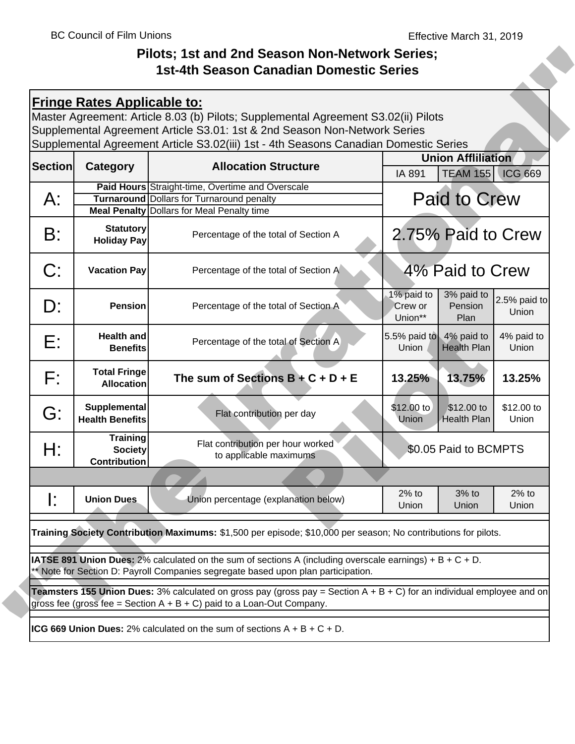BC Council of Film Unions

Effective March 31, 2019

## Pilots; 1st and 2nd Season Non-Network Series; 1st-4th Season Canadian Domestic Series

**Fringe Rates Applicable to:**
Master Agreement: Article 8.03 (b) Pilots; Supplemental Agreement S3.02(ii) Pilots
Supplemental Agreement Article S3.01: 1st & 2nd Season Non-Network Series
Supplemental Agreement Article S3.02(iii) 1st - 4th Seasons Canadian Domestic Series

| Section | Category | Allocation Structure | Union Affiliation | | |
|---|---|---|---|---|---|
| | | | IA 891 | TEAM 155 | ICG 669 |
| A: | Paid Hours | Straight-time, Overtime and Overscale | Paid to Crew | | |
| | Turnaround | Dollars for Turnaround penalty | | | |
| | Meal Penalty | Dollars for Meal Penalty time | | | |
| B: | Statutory Holiday Pay | Percentage of the total of Section A | 2.75% Paid to Crew | | |
| C: | Vacation Pay | Percentage of the total of Section A | 4% Paid to Crew | | |
| D: | Pension | Percentage of the total of Section A | 1% paid to Crew or Union** | 3% paid to Pension Plan | 2.5% paid to Union |
| E: | Health and Benefits | Percentage of the total of Section A | 5.5% paid to Union | 4% paid to Health Plan | 4% paid to Union |
| F: | Total Fringe Allocation | **The sum of Sections B + C + D + E** | **13.25%** | **13.75%** | **13.25%** |
| G: | Supplemental Health Benefits | Flat contribution per day | $12.00 to Union | $12.00 to Health Plan | $12.00 to Union |
| H: | Training Society Contribution | Flat contribution per hour worked to applicable maximums | $0.05 Paid to BCMPTS | | |
| I: | Union Dues | Union percentage (explanation below) | 2% to Union | 3% to Union | 2% to Union |

**Training Society Contribution Maximums:** $1,500 per episode; $10,000 per season; No contributions for pilots.

**IATSE 891 Union Dues:** 2% calculated on the sum of sections A (including overscale earnings) + B + C + D.
** Note for Section D: Payroll Companies segregate based upon plan participation.

**Teamsters 155 Union Dues:** 3% calculated on gross pay (gross pay = Section A + B + C) for an individual employee and on gross fee (gross fee = Section A + B + C) paid to a Loan-Out Company.

**ICG 669 Union Dues:** 2% calculated on the sum of sections A + B + C + D.